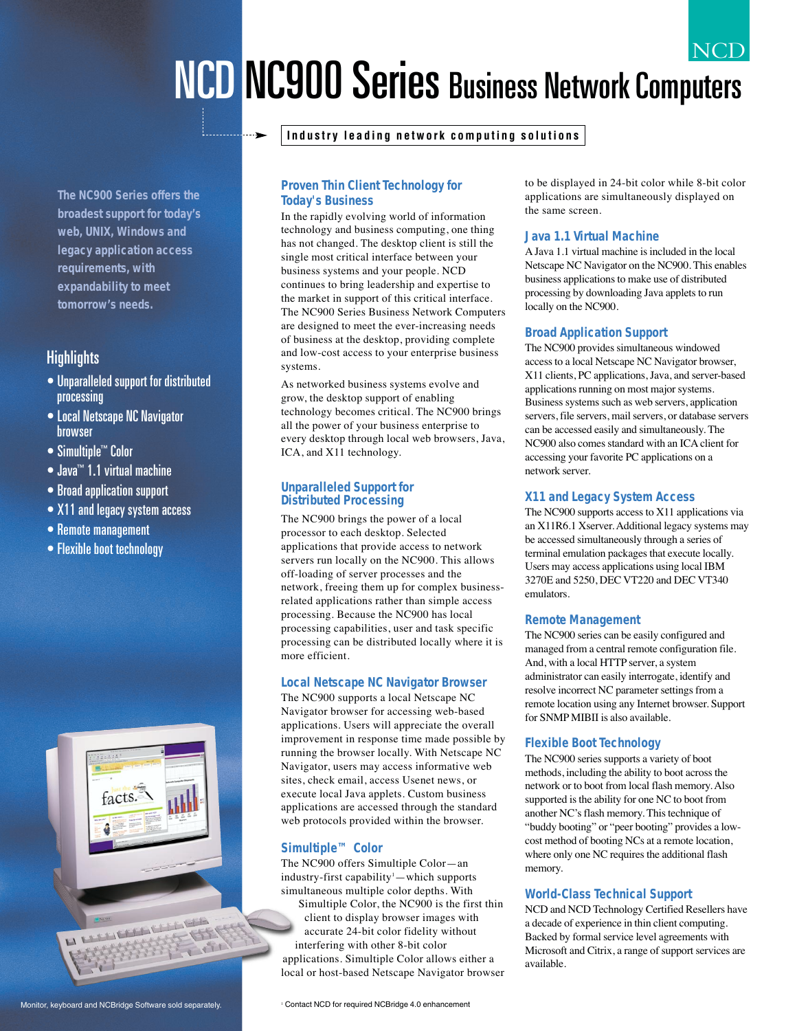NCD

# NCD NC900 Series Business Network Computers

**Industry leading network computing solutions**

**The NC900 Series offers the broadest support for today's web, UNIX, Windows and legacy application access requirements, with expandability to meet tomorrow's needs.**

## Highlights

- Unparalleled support for distributed processing
- Local Netscape NC Navigator browser
- Simultiple™ Color
- Java™ 1.1 virtual machine
- Broad application support
- X11 and legacy system access
- Remote management
- Flexible boot technology

Monitor, keyboard and NCBridge Software sold separately.

### Proven Thin Client Technology for Today's Business

In the rapidly evolving world of information technology and business computing, one thing has not changed. The desktop client is still the single most critical interface between your business systems and your people. NCD continues to bring leadership and expertise to the market in support of this critical interface. The NC900 Series Business Network Computers are designed to meet the ever-increasing needs of business at the desktop, providing complete and low-cost access to your enterprise business systems.

As networked business systems evolve and grow, the desktop support of enabling technology becomes critical. The NC900 brings all the power of your business enterprise to every desktop through local web browsers, Java, ICA, and X11 technology.

### Unparalleled Support for Distributed Processing

The NC900 brings the power of a local processor to each desktop. Selected applications that provide access to network servers run locally on the NC900. This allows off-loading of server processes and the network, freeing them up for complex business-related applications rather than simple access processing. Because the NC900 has local processing capabilities, user and task specific processing can be distributed locally where it is more efficient.

### Local Netscape NC Navigator Browser

The NC900 supports a local Netscape NC Navigator browser for accessing web-based applications. Users will appreciate the overall improvement in response time made possible by running the browser locally. With Netscape NC Navigator, users may access informative web sites, check email, access Usenet news, or execute local Java applets. Custom business applications are accessed through the standard web protocols provided within the browser.

### Simultiple™ Color

The NC900 offers Simultiple Color—an industry-first capability[1]—which supports simultaneous multiple color depths. With Simultiple Color, the NC900 is the first thin client to display browser images with accurate 24-bit color fidelity without interfering with other 8-bit color applications. Simultiple Color allows either a local or host-based Netscape Navigator browser to be displayed in 24-bit color while 8-bit color applications are simultaneously displayed on the same screen.

### Java 1.1 Virtual Machine

A Java 1.1 virtual machine is included in the local Netscape NC Navigator on the NC900. This enables business applications to make use of distributed processing by downloading Java applets to run locally on the NC900.

### Broad Application Support

The NC900 provides simultaneous windowed access to a local Netscape NC Navigator browser, X11 clients, PC applications, Java, and server-based applications running on most major systems. Business systems such as web servers, application servers, file servers, mail servers, or database servers can be accessed easily and simultaneously. The NC900 also comes standard with an ICA client for accessing your favorite PC applications on a network server.

### X11 and Legacy System Access

The NC900 supports access to X11 applications via an X11R6.1 Xserver. Additional legacy systems may be accessed simultaneously through a series of terminal emulation packages that execute locally. Users may access applications using local IBM 3270E and 5250, DEC VT220 and DEC VT340 emulators.

### Remote Management

The NC900 series can be easily configured and managed from a central remote configuration file. And, with a local HTTP server, a system administrator can easily interrogate, identify and resolve incorrect NC parameter settings from a remote location using any Internet browser. Support for SNMP MIBII is also available.

### Flexible Boot Technology

The NC900 series supports a variety of boot methods, including the ability to boot across the network or to boot from local flash memory. Also supported is the ability for one NC to boot from another NC's flash memory. This technique of "buddy booting" or "peer booting" provides a low-cost method of booting NCs at a remote location, where only one NC requires the additional flash memory.

### World-Class Technical Support

NCD and NCD Technology Certified Resellers have a decade of experience in thin client computing. Backed by formal service level agreements with Microsoft and Citrix, a range of support services are available.

[1] Contact NCD for required NCBridge 4.0 enhancement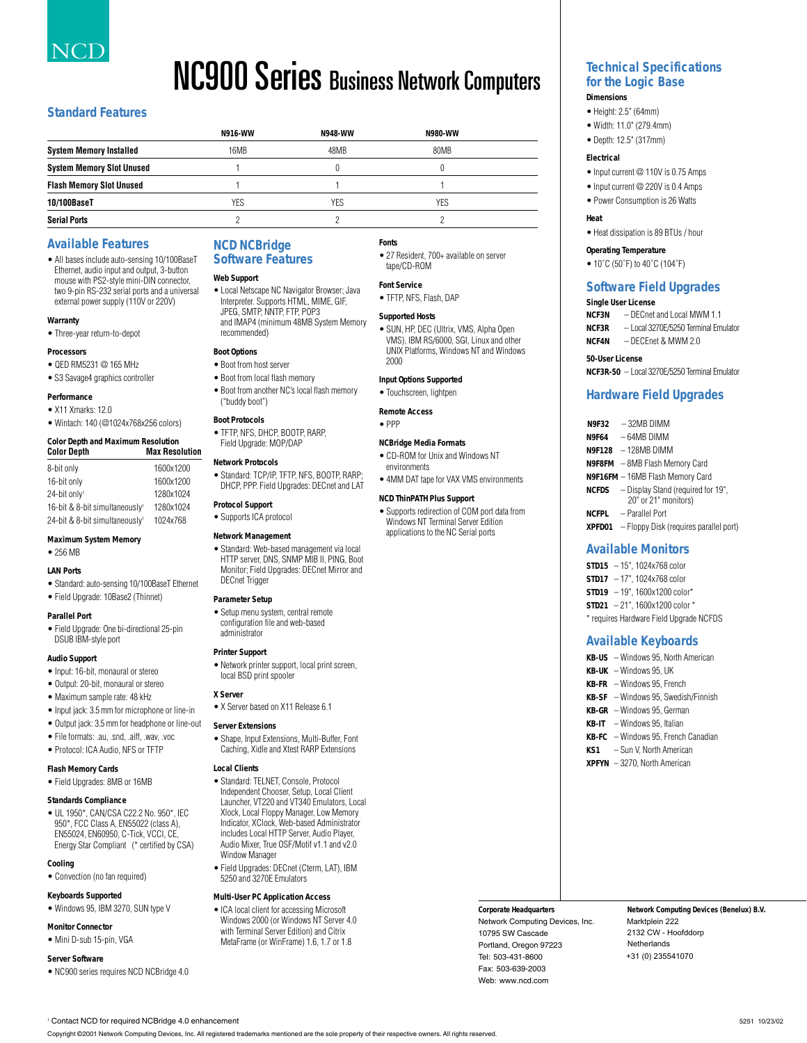NCD

# NC900 Series Business Network Computers

## Standard Features

| | N916-WW | N948-WW | N980-WW |
|---|---|---|---|
| **System Memory Installed** | 16MB | 48MB | 80MB |
| **System Memory Slot Unused** | 1 | 0 | 0 |
| **Flash Memory Slot Unused** | 1 | 1 | 1 |
| **10/100BaseT** | YES | YES | YES |
| **Serial Ports** | 2 | 2 | 2 |

## Available Features

- All bases include auto-sensing 10/100BaseT Ethernet, audio input and output, 3-button mouse with PS2-style mini-DIN connector, two 9-pin RS-232 serial ports and a universal external power supply (110V or 220V)

### Warranty

- Three-year return-to-depot

### Processors

- QED RM5231 @ 165 MHz
- S3 Savage4 graphics controller

### Performance

- X11 Xmarks: 12.0
- Wintach: 140 (@1024x768x256 colors)

### Color Depth and Maximum Resolution

| Color Depth | Max Resolution |
|---|---|
| 8-bit only | 1600x1200 |
| 16-bit only | 1600x1200 |
| 24-bit only[1] | 1280x1024 |
| 16-bit & 8-bit simultaneously[1] | 1280x1024 |
| 24-bit & 8-bit simultaneously[1] | 1024x768 |

### Maximum System Memory

- 256 MB

### LAN Ports

- Standard: auto-sensing 10/100BaseT Ethernet
- Field Upgrade: 10Base2 (Thinnet)

### Parallel Port

- Field Upgrade: One bi-directional 25-pin DSUB IBM-style port

### Audio Support

- Input: 16-bit, monaural or stereo
- Output: 20-bit, monaural or stereo
- Maximum sample rate: 48 kHz
- Input jack: 3.5 mm for microphone or line-in
- Output jack: 3.5 mm for headphone or line-out
- File formats: .au, .snd, .aiff, .wav, .voc
- Protocol: ICA Audio, NFS or TFTP

### Flash Memory Cards

- Field Upgrades: 8MB or 16MB

### Standards Compliance

- UL 1950*, CAN/CSA C22.2 No. 950*, IEC 950*, FCC Class A, EN55022 (class A), EN55024, EN60950, C-Tick, VCCI, CE, Energy Star Compliant (* certified by CSA)

### Cooling

- Convection (no fan required)

### Keyboards Supported

- Windows 95, IBM 3270, SUN type V

### Monitor Connector

- Mini D-sub 15-pin, VGA

### Server Software

- NC900 series requires NCD NCBridge 4.0

## NCD NCBridge Software Features

### Web Support

- Local Netscape NC Navigator Browser; Java Interpreter. Supports HTML, MIME, GIF, JPEG, SMTP, NNTP, FTP, POP3 and IMAP4 (minimum 48MB System Memory recommended)

### Boot Options

- Boot from host server
- Boot from local flash memory
- Boot from another NC's local flash memory ("buddy boot")

### Boot Protocols

- TFTP, NFS, DHCP, BOOTP, RARP, Field Upgrade: MOP/DAP

### Network Protocols

- Standard: TCP/IP, TFTP, NFS, BOOTP, RARP; DHCP, PPP. Field Upgrades: DECnet and LAT

### Protocol Support

- Supports ICA protocol

### Network Management

- Standard: Web-based management via local HTTP server, DNS, SNMP MIB II, PING, Boot Monitor; Field Upgrades: DECnet Mirror and DECnet Trigger

### Parameter Setup

- Setup menu system, central remote configuration file and web-based administrator

### Printer Support

- Network printer support, local print screen, local BSD print spooler

### X Server

- X Server based on X11 Release 6.1

### Server Extensions

- Shape, Input Extensions, Multi-Buffer, Font Caching, Xidle and Xtest RARP Extensions

### Local Clients

- Standard: TELNET, Console, Protocol Independent Chooser, Setup, Local Client Launcher, VT220 and VT340 Emulators, Local Xlock, Local Floppy Manager, Low Memory Indicator, XClock, Web-based Administrator includes Local HTTP Server, Audio Player, Audio Mixer, True OSF/Motif v1.1 and v2.0 Window Manager
- Field Upgrades: DECnet (Cterm, LAT), IBM 5250 and 3270E Emulators

### Multi-User PC Application Access

- ICA local client for accessing Microsoft Windows 2000 (or Windows NT Server 4.0 with Terminal Server Edition) and Citrix MetaFrame (or WinFrame) 1.6, 1.7 or 1.8

### Fonts

- 27 Resident, 700+ available on server tape/CD-ROM

### Font Service

- TFTP, NFS, Flash, DAP

### Supported Hosts

- SUN, HP, DEC (Ultrix, VMS, Alpha Open VMS), IBM RS/6000, SGI, Linux and other UNIX Platforms, Windows NT and Windows 2000

### Input Options Supported

- Touchscreen, lightpen

### Remote Access

- PPP

### NCBridge Media Formats

- CD-ROM for Unix and Windows NT environments
- 4MM DAT tape for VAX VMS environments

### NCD ThinPATH Plus Support

- Supports redirection of COM port data from Windows NT Terminal Server Edition applications to the NC Serial ports

## Technical Specifications for the Logic Base

### Dimensions

- Height: 2.5" (64mm)
- Width: 11.0" (279.4mm)
- Depth: 12.5" (317mm)

### Electrical

- Input current @ 110V is 0.75 Amps
- Input current @ 220V is 0.4 Amps
- Power Consumption is 26 Watts

### Heat

- Heat dissipation is 89 BTUs / hour

### Operating Temperature

- 10˚C (50˚F) to 40˚C (104˚F)

## Software Field Upgrades

### Single User License

**NCF3N** – DECnet and Local MWM 1.1
**NCF3R** – Local 3270E/5250 Terminal Emulator
**NCF4N** – DECEnet & MWM 2.0

### 50-User License

**NCF3R-50** – Local 3270E/5250 Terminal Emulator

## Hardware Field Upgrades

**N9F32** – 32MB DIMM
**N9F64** – 64MB DIMM
**N9F128** – 128MB DIMM
**N9F8FM** – 8MB Flash Memory Card
**N9F16FM** – 16MB Flash Memory Card
**NCFDS** – Display Stand (required for 19", 20" or 21" monitors)
**NCFPL** – Parallel Port
**XPFD01** – Floppy Disk (requires parallel port)

## Available Monitors

**STD15** – 15", 1024x768 color
**STD17** – 17", 1024x768 color
**STD19** – 19", 1600x1200 color*
**STD21** – 21", 1600x1200 color *
* requires Hardware Field Upgrade NCFDS

## Available Keyboards

**KB-US** – Windows 95, North American
**KB-UK** – Windows 95, UK
**KB-FR** – Windows 95, French
**KB-SF** – Windows 95, Swedish/Finnish
**KB-GR** – Windows 95, German
**KB-IT** – Windows 95, Italian
**KB-FC** – Windows 95, French Canadian
**KS1** – Sun V, North American
**XPFYN** – 3270, North American

**Corporate Headquarters**
Network Computing Devices, Inc.
10795 SW Cascade
Portland, Oregon 97223
Tel: 503-431-8600
Fax: 503-639-2003
Web: www.ncd.com

**Network Computing Devices (Benelux) B.V.**
Marktplein 222
2132 CW - Hoofddorp
Netherlands
+31 (0) 235541070

[1] Contact NCD for required NCBridge 4.0 enhancement

5251 10/23/02

Copyright ©2001 Network Computing Devices, Inc. All registered trademarks mentioned are the sole property of their respective owners. All rights reserved.